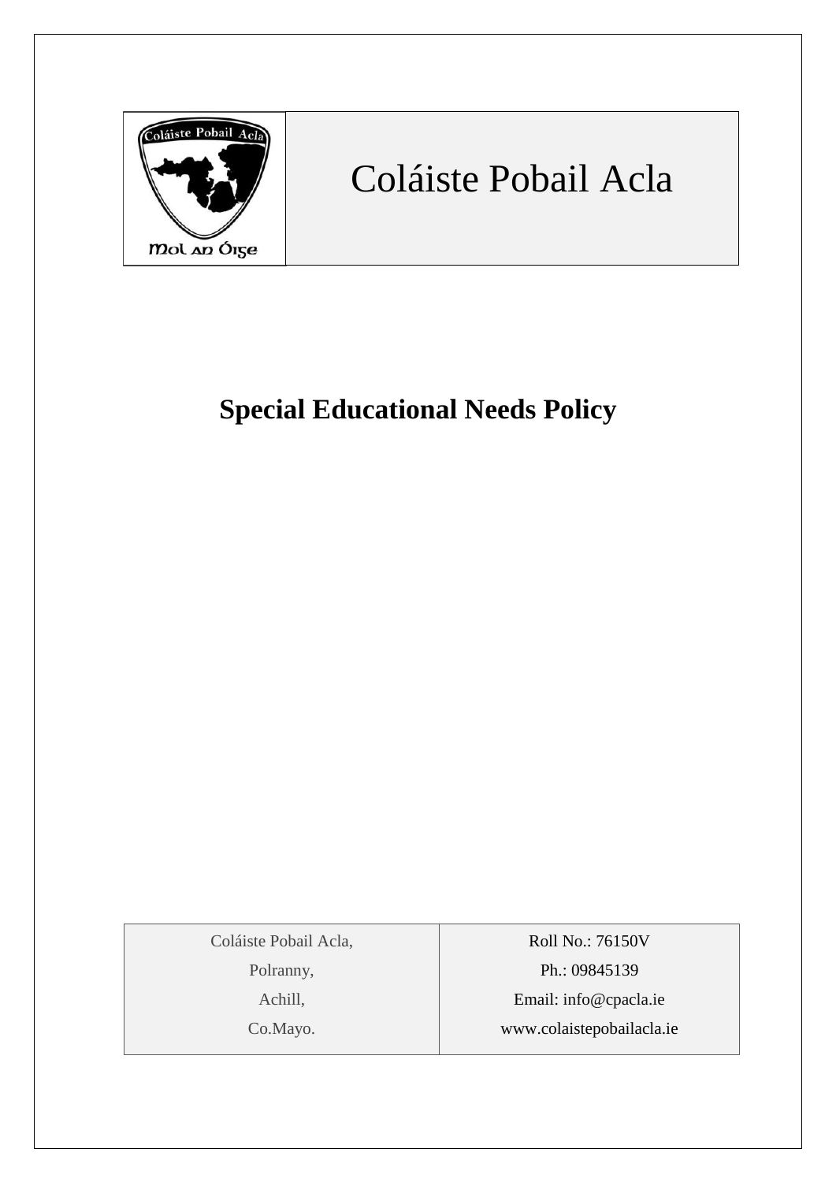# Coláiste Pobail Acla

## Special Educational Needs Policy

| Coláiste Pobail Acla, | Roll No.: 76150V |
| --- | --- |
| Polranny, | Ph.: 09845139 |
| Achill, | Email: info@cpacla.ie |
| Co.Mayo. | www.colaistepobailacla.ie |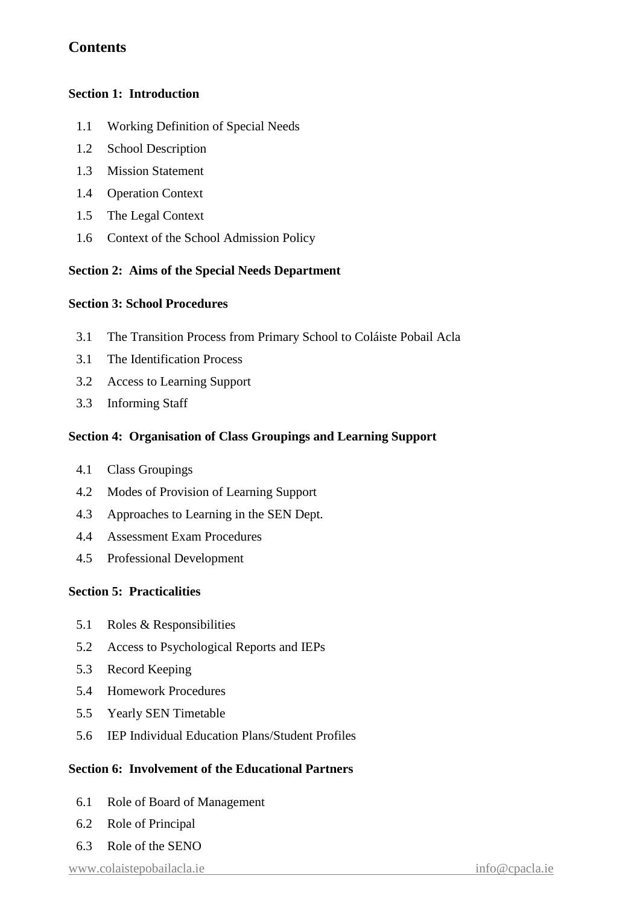# Contents

**Section 1: Introduction**

- 1.1 Working Definition of Special Needs
- 1.2 School Description
- 1.3 Mission Statement
- 1.4 Operation Context
- 1.5 The Legal Context
- 1.6 Context of the School Admission Policy

**Section 2: Aims of the Special Needs Department**

**Section 3: School Procedures**

- 3.1 The Transition Process from Primary School to Coláiste Pobail Acla
- 3.1 The Identification Process
- 3.2 Access to Learning Support
- 3.3 Informing Staff

**Section 4: Organisation of Class Groupings and Learning Support**

- 4.1 Class Groupings
- 4.2 Modes of Provision of Learning Support
- 4.3 Approaches to Learning in the SEN Dept.
- 4.4 Assessment Exam Procedures
- 4.5 Professional Development

**Section 5: Practicalities**

- 5.1 Roles & Responsibilities
- 5.2 Access to Psychological Reports and IEPs
- 5.3 Record Keeping
- 5.4 Homework Procedures
- 5.5 Yearly SEN Timetable
- 5.6 IEP Individual Education Plans/Student Profiles

**Section 6: Involvement of the Educational Partners**

- 6.1 Role of Board of Management
- 6.2 Role of Principal
- 6.3 Role of the SENO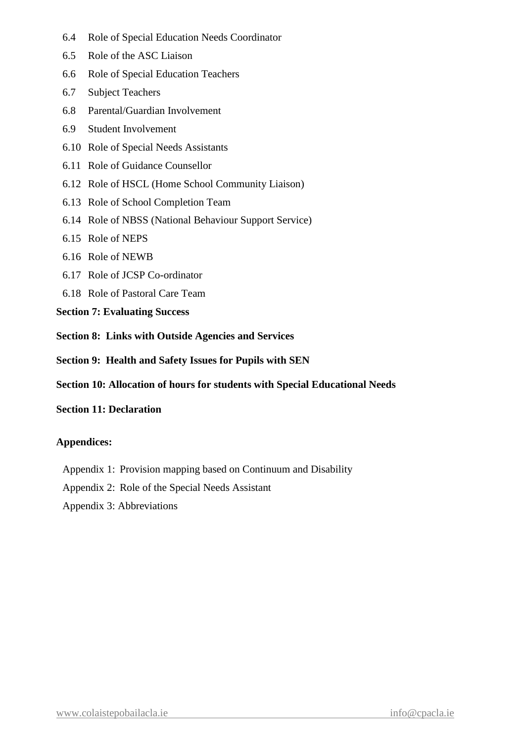6.4 Role of Special Education Needs Coordinator

6.5 Role of the ASC Liaison

6.6 Role of Special Education Teachers

6.7 Subject Teachers

6.8 Parental/Guardian Involvement

6.9 Student Involvement

6.10 Role of Special Needs Assistants

6.11 Role of Guidance Counsellor

6.12 Role of HSCL (Home School Community Liaison)

6.13 Role of School Completion Team

6.14 Role of NBSS (National Behaviour Support Service)

6.15 Role of NEPS

6.16 Role of NEWB

6.17 Role of JCSP Co-ordinator

6.18 Role of Pastoral Care Team

**Section 7: Evaluating Success**

**Section 8: Links with Outside Agencies and Services**

**Section 9: Health and Safety Issues for Pupils with SEN**

**Section 10: Allocation of hours for students with Special Educational Needs**

**Section 11: Declaration**

**Appendices:**

Appendix 1: Provision mapping based on Continuum and Disability

Appendix 2: Role of the Special Needs Assistant

Appendix 3: Abbreviations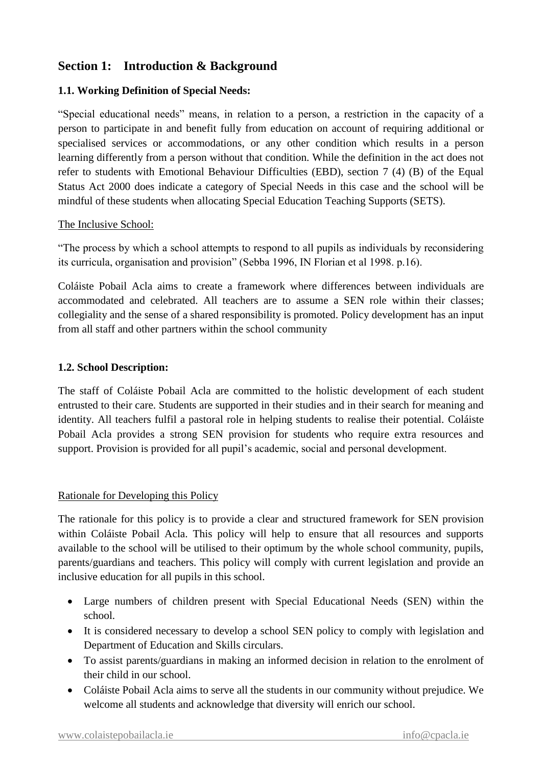## Section 1: Introduction & Background

### 1.1. Working Definition of Special Needs:

"Special educational needs" means, in relation to a person, a restriction in the capacity of a person to participate in and benefit fully from education on account of requiring additional or specialised services or accommodations, or any other condition which results in a person learning differently from a person without that condition. While the definition in the act does not refer to students with Emotional Behaviour Difficulties (EBD), section 7 (4) (B) of the Equal Status Act 2000 does indicate a category of Special Needs in this case and the school will be mindful of these students when allocating Special Education Teaching Supports (SETS).

The Inclusive School:

"The process by which a school attempts to respond to all pupils as individuals by reconsidering its curricula, organisation and provision" (Sebba 1996, IN Florian et al 1998. p.16).

Coláiste Pobail Acla aims to create a framework where differences between individuals are accommodated and celebrated. All teachers are to assume a SEN role within their classes; collegiality and the sense of a shared responsibility is promoted. Policy development has an input from all staff and other partners within the school community

### 1.2. School Description:

The staff of Coláiste Pobail Acla are committed to the holistic development of each student entrusted to their care. Students are supported in their studies and in their search for meaning and identity. All teachers fulfil a pastoral role in helping students to realise their potential. Coláiste Pobail Acla provides a strong SEN provision for students who require extra resources and support. Provision is provided for all pupil's academic, social and personal development.

Rationale for Developing this Policy

The rationale for this policy is to provide a clear and structured framework for SEN provision within Coláiste Pobail Acla. This policy will help to ensure that all resources and supports available to the school will be utilised to their optimum by the whole school community, pupils, parents/guardians and teachers. This policy will comply with current legislation and provide an inclusive education for all pupils in this school.

- Large numbers of children present with Special Educational Needs (SEN) within the school.
- It is considered necessary to develop a school SEN policy to comply with legislation and Department of Education and Skills circulars.
- To assist parents/guardians in making an informed decision in relation to the enrolment of their child in our school.
- Coláiste Pobail Acla aims to serve all the students in our community without prejudice. We welcome all students and acknowledge that diversity will enrich our school.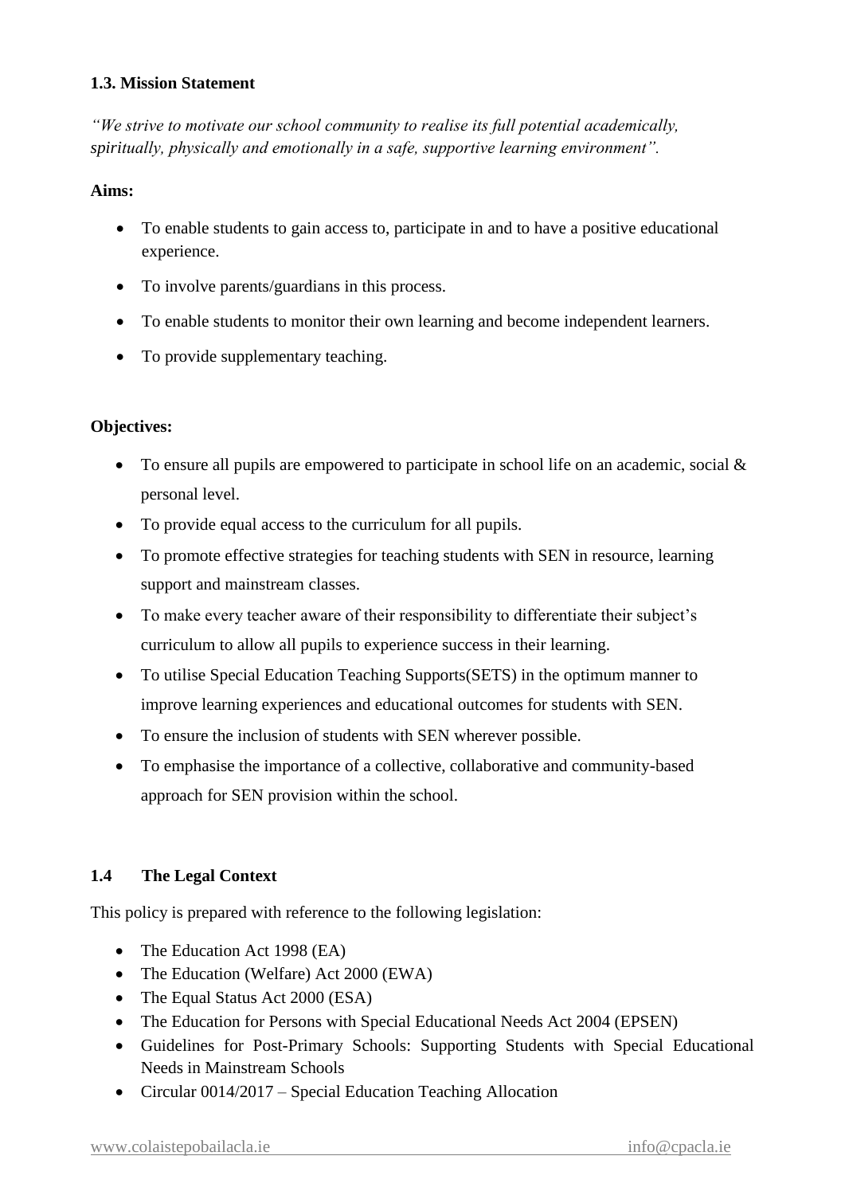### 1.3. Mission Statement

*"We strive to motivate our school community to realise its full potential academically, spiritually, physically and emotionally in a safe, supportive learning environment".*

**Aims:**

- To enable students to gain access to, participate in and to have a positive educational experience.
- To involve parents/guardians in this process.
- To enable students to monitor their own learning and become independent learners.
- To provide supplementary teaching.

**Objectives:**

- To ensure all pupils are empowered to participate in school life on an academic, social & personal level.
- To provide equal access to the curriculum for all pupils.
- To promote effective strategies for teaching students with SEN in resource, learning support and mainstream classes.
- To make every teacher aware of their responsibility to differentiate their subject's curriculum to allow all pupils to experience success in their learning.
- To utilise Special Education Teaching Supports(SETS) in the optimum manner to improve learning experiences and educational outcomes for students with SEN.
- To ensure the inclusion of students with SEN wherever possible.
- To emphasise the importance of a collective, collaborative and community-based approach for SEN provision within the school.

### 1.4 The Legal Context

This policy is prepared with reference to the following legislation:

- The Education Act 1998 (EA)
- The Education (Welfare) Act 2000 (EWA)
- The Equal Status Act 2000 (ESA)
- The Education for Persons with Special Educational Needs Act 2004 (EPSEN)
- Guidelines for Post-Primary Schools: Supporting Students with Special Educational Needs in Mainstream Schools
- Circular 0014/2017 – Special Education Teaching Allocation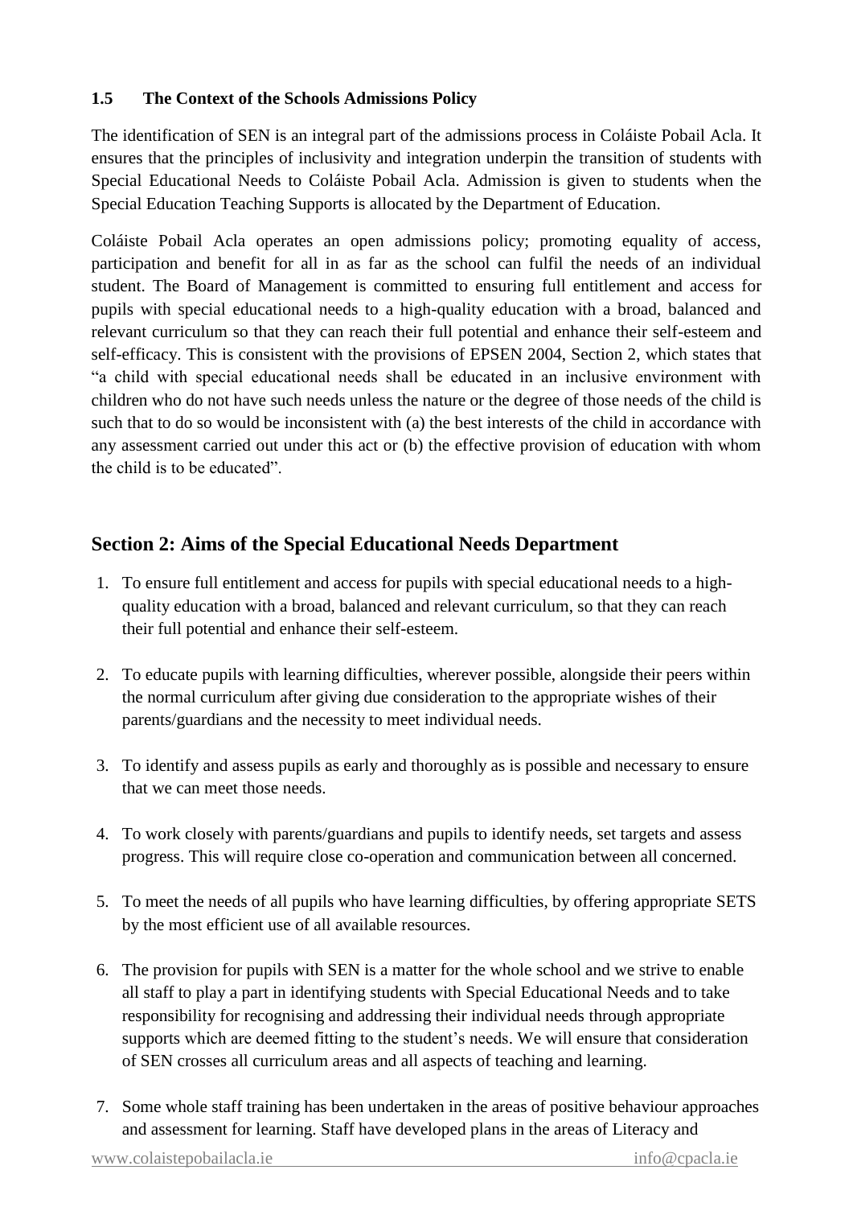### 1.5 The Context of the Schools Admissions Policy

The identification of SEN is an integral part of the admissions process in Coláiste Pobail Acla. It ensures that the principles of inclusivity and integration underpin the transition of students with Special Educational Needs to Coláiste Pobail Acla. Admission is given to students when the Special Education Teaching Supports is allocated by the Department of Education.

Coláiste Pobail Acla operates an open admissions policy; promoting equality of access, participation and benefit for all in as far as the school can fulfil the needs of an individual student. The Board of Management is committed to ensuring full entitlement and access for pupils with special educational needs to a high-quality education with a broad, balanced and relevant curriculum so that they can reach their full potential and enhance their self-esteem and self-efficacy. This is consistent with the provisions of EPSEN 2004, Section 2, which states that "a child with special educational needs shall be educated in an inclusive environment with children who do not have such needs unless the nature or the degree of those needs of the child is such that to do so would be inconsistent with (a) the best interests of the child in accordance with any assessment carried out under this act or (b) the effective provision of education with whom the child is to be educated".

## Section 2: Aims of the Special Educational Needs Department

1. To ensure full entitlement and access for pupils with special educational needs to a high-quality education with a broad, balanced and relevant curriculum, so that they can reach their full potential and enhance their self-esteem.
2. To educate pupils with learning difficulties, wherever possible, alongside their peers within the normal curriculum after giving due consideration to the appropriate wishes of their parents/guardians and the necessity to meet individual needs.
3. To identify and assess pupils as early and thoroughly as is possible and necessary to ensure that we can meet those needs.
4. To work closely with parents/guardians and pupils to identify needs, set targets and assess progress. This will require close co-operation and communication between all concerned.
5. To meet the needs of all pupils who have learning difficulties, by offering appropriate SETS by the most efficient use of all available resources.
6. The provision for pupils with SEN is a matter for the whole school and we strive to enable all staff to play a part in identifying students with Special Educational Needs and to take responsibility for recognising and addressing their individual needs through appropriate supports which are deemed fitting to the student's needs. We will ensure that consideration of SEN crosses all curriculum areas and all aspects of teaching and learning.
7. Some whole staff training has been undertaken in the areas of positive behaviour approaches and assessment for learning. Staff have developed plans in the areas of Literacy and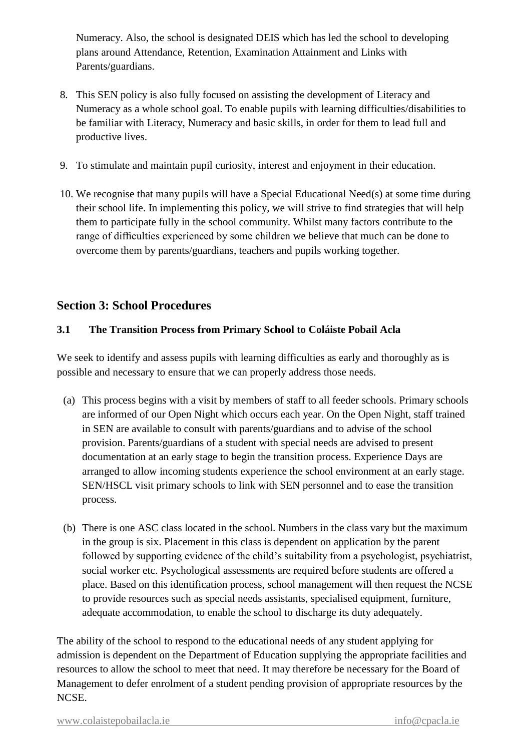Numeracy. Also, the school is designated DEIS which has led the school to developing plans around Attendance, Retention, Examination Attainment and Links with Parents/guardians.

8. This SEN policy is also fully focused on assisting the development of Literacy and Numeracy as a whole school goal. To enable pupils with learning difficulties/disabilities to be familiar with Literacy, Numeracy and basic skills, in order for them to lead full and productive lives.

9. To stimulate and maintain pupil curiosity, interest and enjoyment in their education.

10. We recognise that many pupils will have a Special Educational Need(s) at some time during their school life. In implementing this policy, we will strive to find strategies that will help them to participate fully in the school community. Whilst many factors contribute to the range of difficulties experienced by some children we believe that much can be done to overcome them by parents/guardians, teachers and pupils working together.

## Section 3: School Procedures

### 3.1 The Transition Process from Primary School to Coláiste Pobail Acla

We seek to identify and assess pupils with learning difficulties as early and thoroughly as is possible and necessary to ensure that we can properly address those needs.

(a) This process begins with a visit by members of staff to all feeder schools. Primary schools are informed of our Open Night which occurs each year. On the Open Night, staff trained in SEN are available to consult with parents/guardians and to advise of the school provision. Parents/guardians of a student with special needs are advised to present documentation at an early stage to begin the transition process. Experience Days are arranged to allow incoming students experience the school environment at an early stage. SEN/HSCL visit primary schools to link with SEN personnel and to ease the transition process.

(b) There is one ASC class located in the school. Numbers in the class vary but the maximum in the group is six. Placement in this class is dependent on application by the parent followed by supporting evidence of the child's suitability from a psychologist, psychiatrist, social worker etc. Psychological assessments are required before students are offered a place. Based on this identification process, school management will then request the NCSE to provide resources such as special needs assistants, specialised equipment, furniture, adequate accommodation, to enable the school to discharge its duty adequately.

The ability of the school to respond to the educational needs of any student applying for admission is dependent on the Department of Education supplying the appropriate facilities and resources to allow the school to meet that need. It may therefore be necessary for the Board of Management to defer enrolment of a student pending provision of appropriate resources by the NCSE.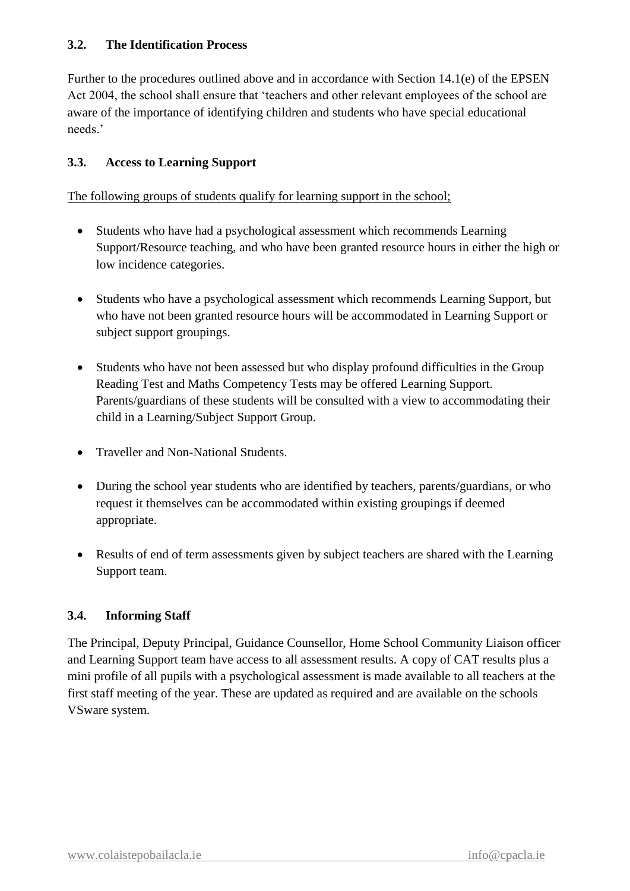### 3.2. The Identification Process

Further to the procedures outlined above and in accordance with Section 14.1(e) of the EPSEN Act 2004, the school shall ensure that 'teachers and other relevant employees of the school are aware of the importance of identifying children and students who have special educational needs.'

### 3.3. Access to Learning Support

<u>The following groups of students qualify for learning support in the school;</u>

- Students who have had a psychological assessment which recommends Learning Support/Resource teaching, and who have been granted resource hours in either the high or low incidence categories.
- Students who have a psychological assessment which recommends Learning Support, but who have not been granted resource hours will be accommodated in Learning Support or subject support groupings.
- Students who have not been assessed but who display profound difficulties in the Group Reading Test and Maths Competency Tests may be offered Learning Support. Parents/guardians of these students will be consulted with a view to accommodating their child in a Learning/Subject Support Group.
- Traveller and Non-National Students.
- During the school year students who are identified by teachers, parents/guardians, or who request it themselves can be accommodated within existing groupings if deemed appropriate.
- Results of end of term assessments given by subject teachers are shared with the Learning Support team.

### 3.4. Informing Staff

The Principal, Deputy Principal, Guidance Counsellor, Home School Community Liaison officer and Learning Support team have access to all assessment results. A copy of CAT results plus a mini profile of all pupils with a psychological assessment is made available to all teachers at the first staff meeting of the year. These are updated as required and are available on the schools VSware system.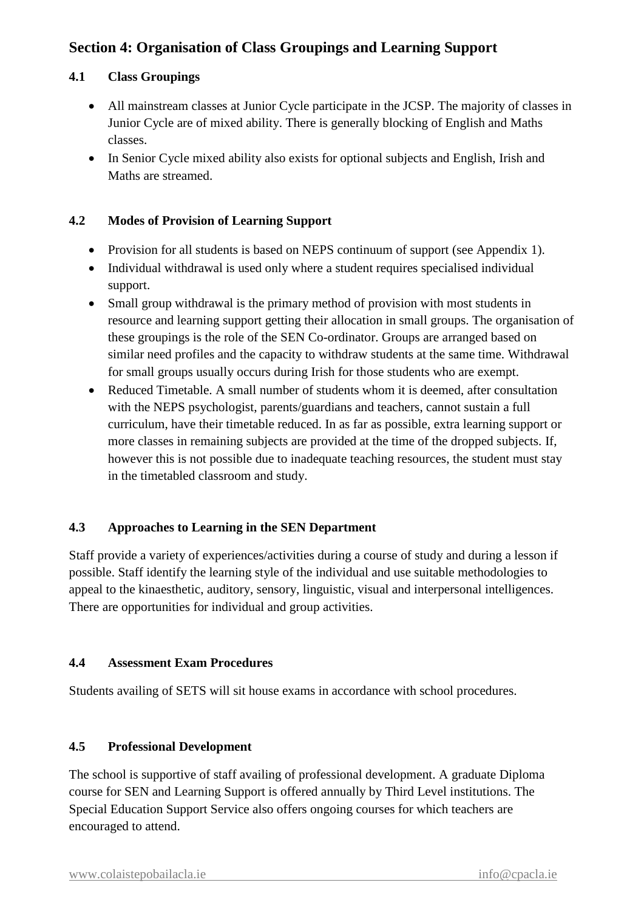## Section 4: Organisation of Class Groupings and Learning Support

### 4.1 Class Groupings

- All mainstream classes at Junior Cycle participate in the JCSP. The majority of classes in Junior Cycle are of mixed ability. There is generally blocking of English and Maths classes.
- In Senior Cycle mixed ability also exists for optional subjects and English, Irish and Maths are streamed.

### 4.2 Modes of Provision of Learning Support

- Provision for all students is based on NEPS continuum of support (see Appendix 1).
- Individual withdrawal is used only where a student requires specialised individual support.
- Small group withdrawal is the primary method of provision with most students in resource and learning support getting their allocation in small groups. The organisation of these groupings is the role of the SEN Co-ordinator. Groups are arranged based on similar need profiles and the capacity to withdraw students at the same time. Withdrawal for small groups usually occurs during Irish for those students who are exempt.
- Reduced Timetable. A small number of students whom it is deemed, after consultation with the NEPS psychologist, parents/guardians and teachers, cannot sustain a full curriculum, have their timetable reduced. In as far as possible, extra learning support or more classes in remaining subjects are provided at the time of the dropped subjects. If, however this is not possible due to inadequate teaching resources, the student must stay in the timetabled classroom and study.

### 4.3 Approaches to Learning in the SEN Department

Staff provide a variety of experiences/activities during a course of study and during a lesson if possible. Staff identify the learning style of the individual and use suitable methodologies to appeal to the kinaesthetic, auditory, sensory, linguistic, visual and interpersonal intelligences. There are opportunities for individual and group activities.

### 4.4 Assessment Exam Procedures

Students availing of SETS will sit house exams in accordance with school procedures.

### 4.5 Professional Development

The school is supportive of staff availing of professional development. A graduate Diploma course for SEN and Learning Support is offered annually by Third Level institutions. The Special Education Support Service also offers ongoing courses for which teachers are encouraged to attend.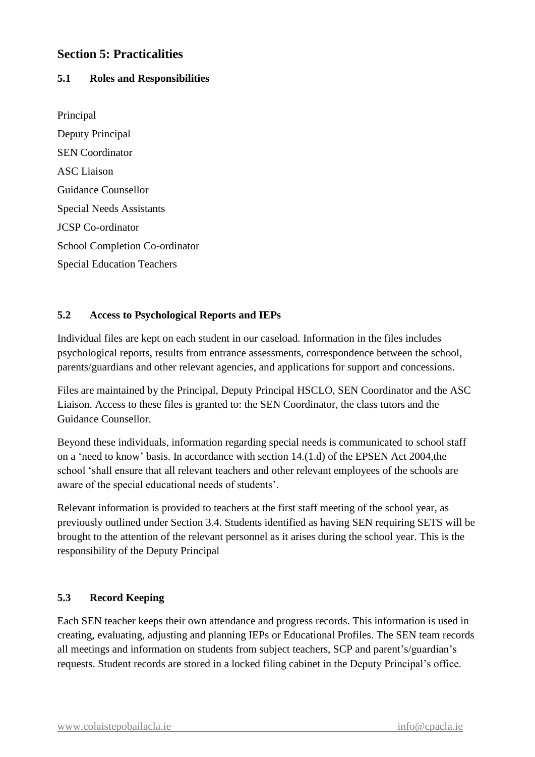## Section 5: Practicalities

### 5.1 Roles and Responsibilities

Principal

Deputy Principal

SEN Coordinator

ASC Liaison

Guidance Counsellor

Special Needs Assistants

JCSP Co-ordinator

School Completion Co-ordinator

Special Education Teachers

### 5.2 Access to Psychological Reports and IEPs

Individual files are kept on each student in our caseload. Information in the files includes psychological reports, results from entrance assessments, correspondence between the school, parents/guardians and other relevant agencies, and applications for support and concessions.

Files are maintained by the Principal, Deputy Principal HSCLO, SEN Coordinator and the ASC Liaison. Access to these files is granted to: the SEN Coordinator, the class tutors and the Guidance Counsellor.

Beyond these individuals, information regarding special needs is communicated to school staff on a 'need to know' basis. In accordance with section 14.(1.d) of the EPSEN Act 2004,the school 'shall ensure that all relevant teachers and other relevant employees of the schools are aware of the special educational needs of students'.

Relevant information is provided to teachers at the first staff meeting of the school year, as previously outlined under Section 3.4. Students identified as having SEN requiring SETS will be brought to the attention of the relevant personnel as it arises during the school year. This is the responsibility of the Deputy Principal

### 5.3 Record Keeping

Each SEN teacher keeps their own attendance and progress records. This information is used in creating, evaluating, adjusting and planning IEPs or Educational Profiles. The SEN team records all meetings and information on students from subject teachers, SCP and parent's/guardian's requests. Student records are stored in a locked filing cabinet in the Deputy Principal's office.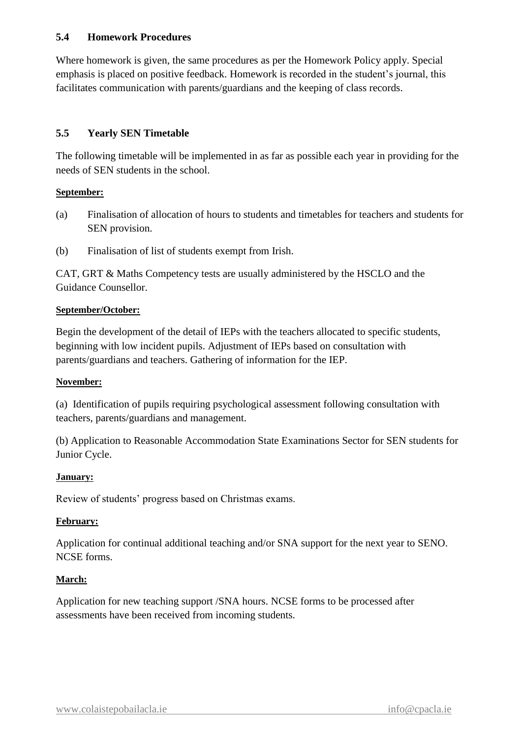### 5.4 Homework Procedures

Where homework is given, the same procedures as per the Homework Policy apply. Special emphasis is placed on positive feedback. Homework is recorded in the student's journal, this facilitates communication with parents/guardians and the keeping of class records.

### 5.5 Yearly SEN Timetable

The following timetable will be implemented in as far as possible each year in providing for the needs of SEN students in the school.

**<u>September:</u>**

(a) Finalisation of allocation of hours to students and timetables for teachers and students for SEN provision.

(b) Finalisation of list of students exempt from Irish.

CAT, GRT & Maths Competency tests are usually administered by the HSCLO and the Guidance Counsellor.

**<u>September/October:</u>**

Begin the development of the detail of IEPs with the teachers allocated to specific students, beginning with low incident pupils. Adjustment of IEPs based on consultation with parents/guardians and teachers. Gathering of information for the IEP.

**<u>November:</u>**

(a) Identification of pupils requiring psychological assessment following consultation with teachers, parents/guardians and management.

(b) Application to Reasonable Accommodation State Examinations Sector for SEN students for Junior Cycle.

**<u>January:</u>**

Review of students' progress based on Christmas exams.

**<u>February:</u>**

Application for continual additional teaching and/or SNA support for the next year to SENO. NCSE forms.

**<u>March:</u>**

Application for new teaching support /SNA hours. NCSE forms to be processed after assessments have been received from incoming students.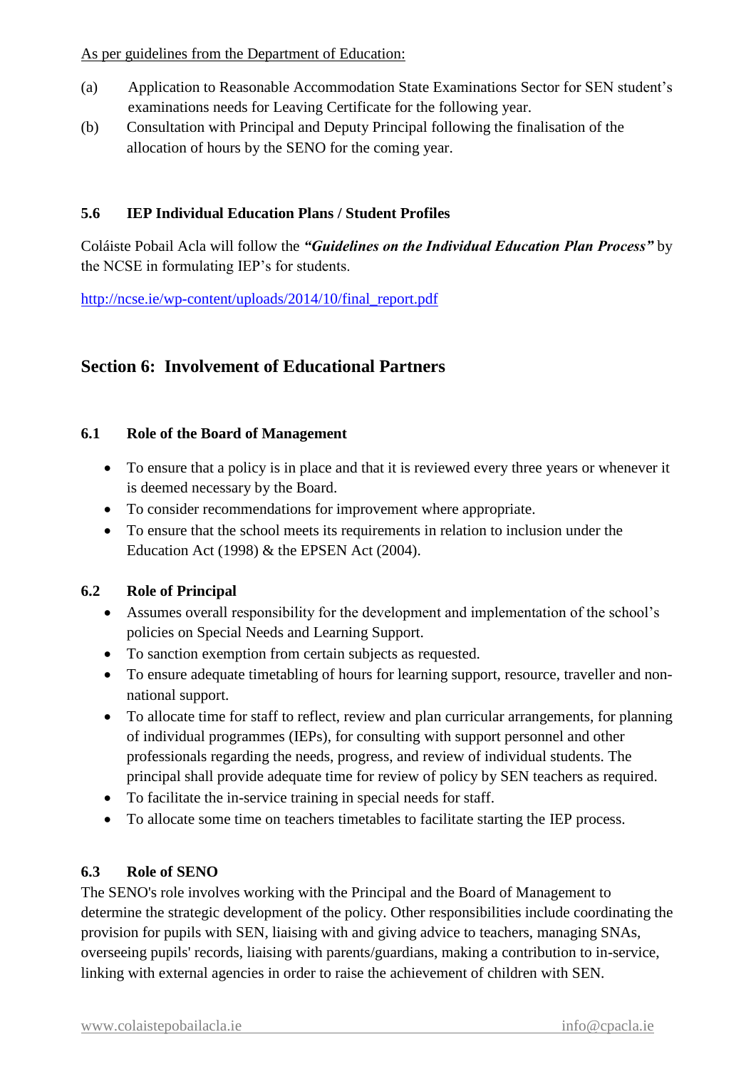As per guidelines from the Department of Education:

(a) Application to Reasonable Accommodation State Examinations Sector for SEN student's examinations needs for Leaving Certificate for the following year.

(b) Consultation with Principal and Deputy Principal following the finalisation of the allocation of hours by the SENO for the coming year.

### 5.6 IEP Individual Education Plans / Student Profiles

Coláiste Pobail Acla will follow the ***"Guidelines on the Individual Education Plan Process"*** by the NCSE in formulating IEP's for students.

http://ncse.ie/wp-content/uploads/2014/10/final_report.pdf

## Section 6: Involvement of Educational Partners

### 6.1 Role of the Board of Management

- To ensure that a policy is in place and that it is reviewed every three years or whenever it is deemed necessary by the Board.
- To consider recommendations for improvement where appropriate.
- To ensure that the school meets its requirements in relation to inclusion under the Education Act (1998) & the EPSEN Act (2004).

### 6.2 Role of Principal

- Assumes overall responsibility for the development and implementation of the school's policies on Special Needs and Learning Support.
- To sanction exemption from certain subjects as requested.
- To ensure adequate timetabling of hours for learning support, resource, traveller and non-national support.
- To allocate time for staff to reflect, review and plan curricular arrangements, for planning of individual programmes (IEPs), for consulting with support personnel and other professionals regarding the needs, progress, and review of individual students. The principal shall provide adequate time for review of policy by SEN teachers as required.
- To facilitate the in-service training in special needs for staff.
- To allocate some time on teachers timetables to facilitate starting the IEP process.

### 6.3 Role of SENO

The SENO's role involves working with the Principal and the Board of Management to determine the strategic development of the policy. Other responsibilities include coordinating the provision for pupils with SEN, liaising with and giving advice to teachers, managing SNAs, overseeing pupils' records, liaising with parents/guardians, making a contribution to in-service, linking with external agencies in order to raise the achievement of children with SEN.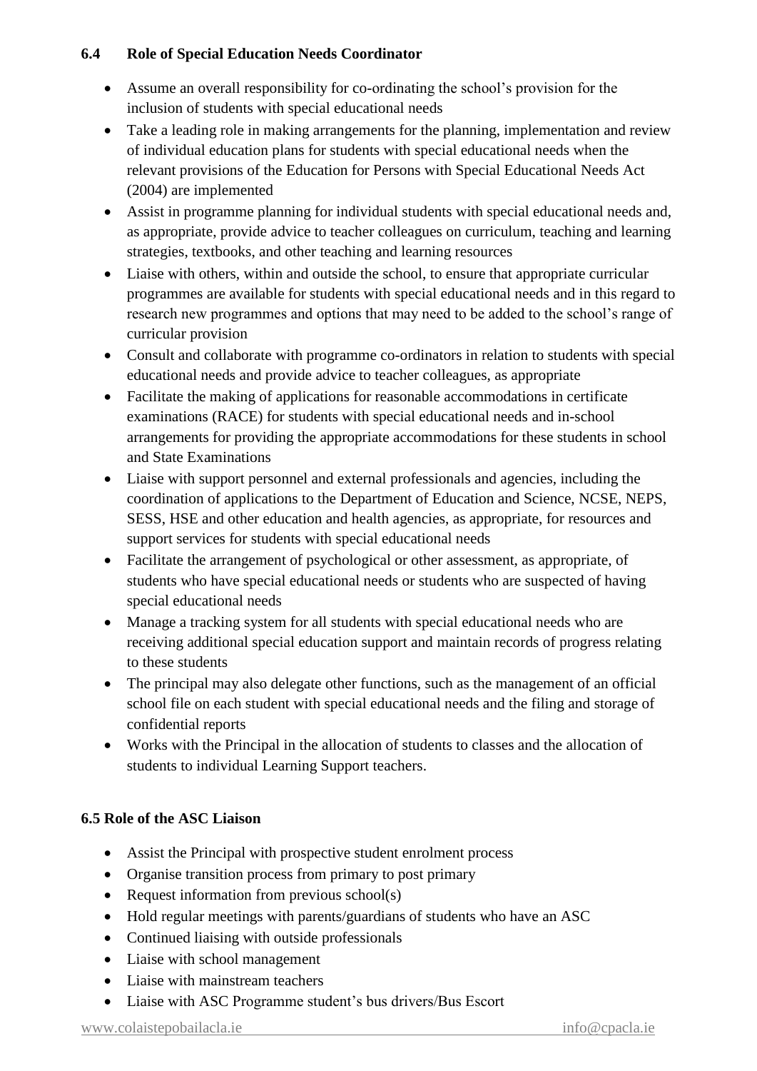### 6.4 Role of Special Education Needs Coordinator

- Assume an overall responsibility for co-ordinating the school's provision for the inclusion of students with special educational needs
- Take a leading role in making arrangements for the planning, implementation and review of individual education plans for students with special educational needs when the relevant provisions of the Education for Persons with Special Educational Needs Act (2004) are implemented
- Assist in programme planning for individual students with special educational needs and, as appropriate, provide advice to teacher colleagues on curriculum, teaching and learning strategies, textbooks, and other teaching and learning resources
- Liaise with others, within and outside the school, to ensure that appropriate curricular programmes are available for students with special educational needs and in this regard to research new programmes and options that may need to be added to the school's range of curricular provision
- Consult and collaborate with programme co-ordinators in relation to students with special educational needs and provide advice to teacher colleagues, as appropriate
- Facilitate the making of applications for reasonable accommodations in certificate examinations (RACE) for students with special educational needs and in-school arrangements for providing the appropriate accommodations for these students in school and State Examinations
- Liaise with support personnel and external professionals and agencies, including the coordination of applications to the Department of Education and Science, NCSE, NEPS, SESS, HSE and other education and health agencies, as appropriate, for resources and support services for students with special educational needs
- Facilitate the arrangement of psychological or other assessment, as appropriate, of students who have special educational needs or students who are suspected of having special educational needs
- Manage a tracking system for all students with special educational needs who are receiving additional special education support and maintain records of progress relating to these students
- The principal may also delegate other functions, such as the management of an official school file on each student with special educational needs and the filing and storage of confidential reports
- Works with the Principal in the allocation of students to classes and the allocation of students to individual Learning Support teachers.

### 6.5 Role of the ASC Liaison

- Assist the Principal with prospective student enrolment process
- Organise transition process from primary to post primary
- Request information from previous school(s)
- Hold regular meetings with parents/guardians of students who have an ASC
- Continued liaising with outside professionals
- Liaise with school management
- Liaise with mainstream teachers
- Liaise with ASC Programme student's bus drivers/Bus Escort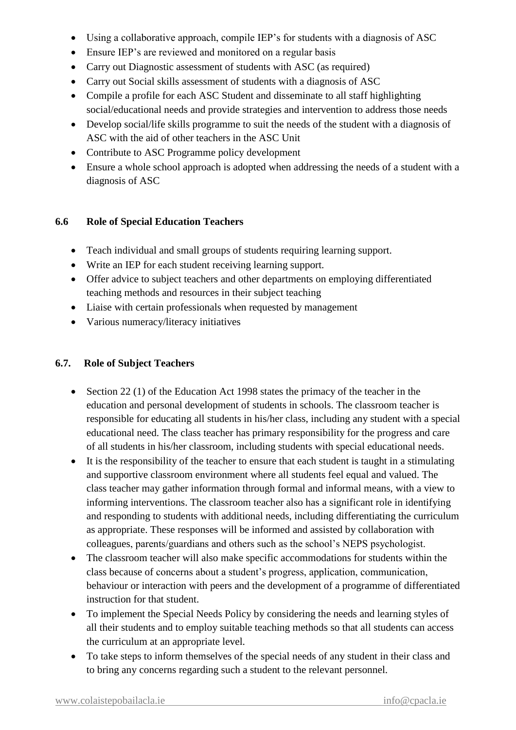- Using a collaborative approach, compile IEP's for students with a diagnosis of ASC
- Ensure IEP's are reviewed and monitored on a regular basis
- Carry out Diagnostic assessment of students with ASC (as required)
- Carry out Social skills assessment of students with a diagnosis of ASC
- Compile a profile for each ASC Student and disseminate to all staff highlighting social/educational needs and provide strategies and intervention to address those needs
- Develop social/life skills programme to suit the needs of the student with a diagnosis of ASC with the aid of other teachers in the ASC Unit
- Contribute to ASC Programme policy development
- Ensure a whole school approach is adopted when addressing the needs of a student with a diagnosis of ASC

### 6.6 Role of Special Education Teachers

- Teach individual and small groups of students requiring learning support.
- Write an IEP for each student receiving learning support.
- Offer advice to subject teachers and other departments on employing differentiated teaching methods and resources in their subject teaching
- Liaise with certain professionals when requested by management
- Various numeracy/literacy initiatives

### 6.7. Role of Subject Teachers

- Section 22 (1) of the Education Act 1998 states the primacy of the teacher in the education and personal development of students in schools. The classroom teacher is responsible for educating all students in his/her class, including any student with a special educational need. The class teacher has primary responsibility for the progress and care of all students in his/her classroom, including students with special educational needs.
- It is the responsibility of the teacher to ensure that each student is taught in a stimulating and supportive classroom environment where all students feel equal and valued. The class teacher may gather information through formal and informal means, with a view to informing interventions. The classroom teacher also has a significant role in identifying and responding to students with additional needs, including differentiating the curriculum as appropriate. These responses will be informed and assisted by collaboration with colleagues, parents/guardians and others such as the school's NEPS psychologist.
- The classroom teacher will also make specific accommodations for students within the class because of concerns about a student's progress, application, communication, behaviour or interaction with peers and the development of a programme of differentiated instruction for that student.
- To implement the Special Needs Policy by considering the needs and learning styles of all their students and to employ suitable teaching methods so that all students can access the curriculum at an appropriate level.
- To take steps to inform themselves of the special needs of any student in their class and to bring any concerns regarding such a student to the relevant personnel.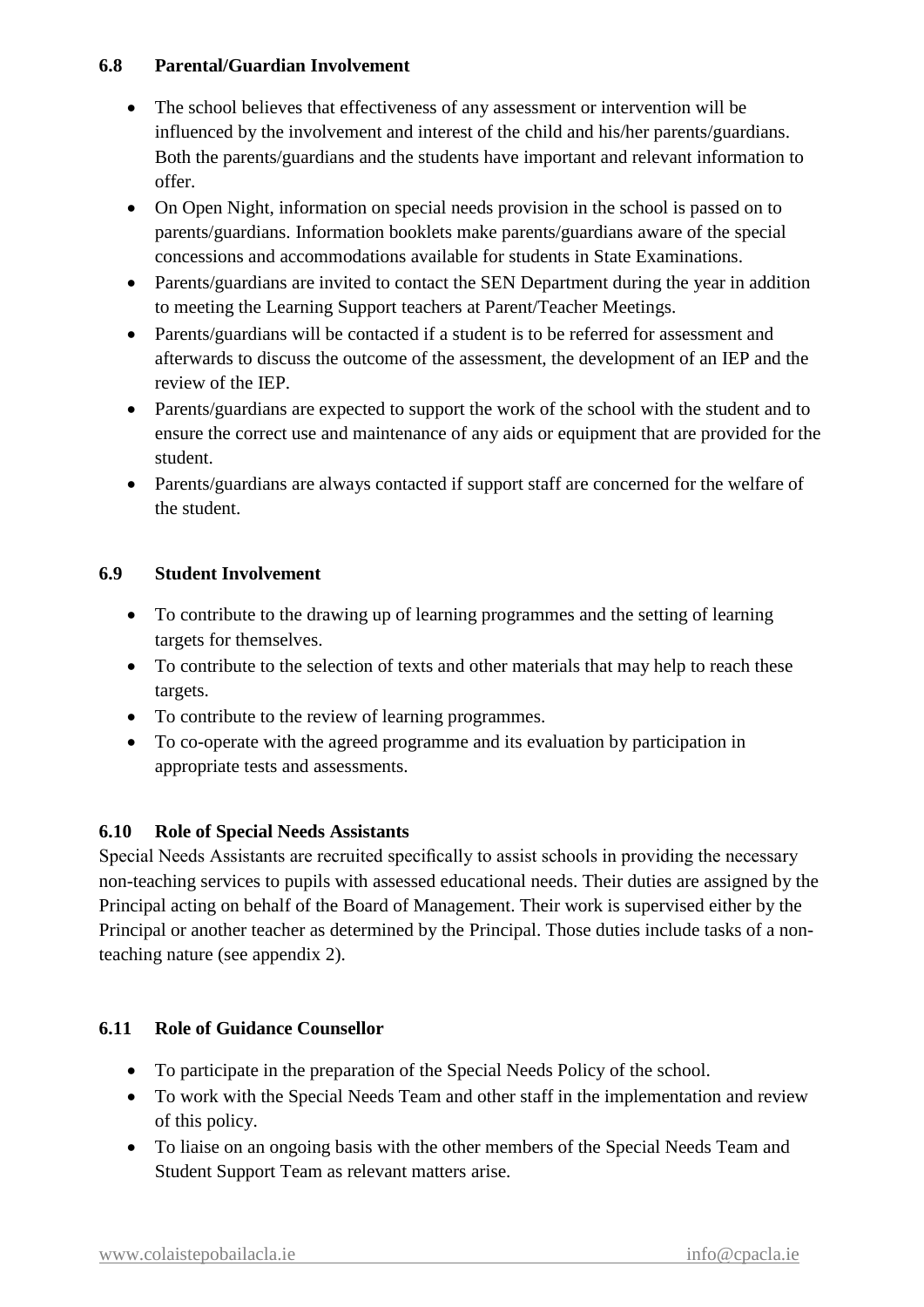### 6.8 Parental/Guardian Involvement

- The school believes that effectiveness of any assessment or intervention will be influenced by the involvement and interest of the child and his/her parents/guardians. Both the parents/guardians and the students have important and relevant information to offer.
- On Open Night, information on special needs provision in the school is passed on to parents/guardians. Information booklets make parents/guardians aware of the special concessions and accommodations available for students in State Examinations.
- Parents/guardians are invited to contact the SEN Department during the year in addition to meeting the Learning Support teachers at Parent/Teacher Meetings.
- Parents/guardians will be contacted if a student is to be referred for assessment and afterwards to discuss the outcome of the assessment, the development of an IEP and the review of the IEP.
- Parents/guardians are expected to support the work of the school with the student and to ensure the correct use and maintenance of any aids or equipment that are provided for the student.
- Parents/guardians are always contacted if support staff are concerned for the welfare of the student.

### 6.9 Student Involvement

- To contribute to the drawing up of learning programmes and the setting of learning targets for themselves.
- To contribute to the selection of texts and other materials that may help to reach these targets.
- To contribute to the review of learning programmes.
- To co-operate with the agreed programme and its evaluation by participation in appropriate tests and assessments.

### 6.10 Role of Special Needs Assistants

Special Needs Assistants are recruited specifically to assist schools in providing the necessary non-teaching services to pupils with assessed educational needs. Their duties are assigned by the Principal acting on behalf of the Board of Management. Their work is supervised either by the Principal or another teacher as determined by the Principal. Those duties include tasks of a non-teaching nature (see appendix 2).

### 6.11 Role of Guidance Counsellor

- To participate in the preparation of the Special Needs Policy of the school.
- To work with the Special Needs Team and other staff in the implementation and review of this policy.
- To liaise on an ongoing basis with the other members of the Special Needs Team and Student Support Team as relevant matters arise.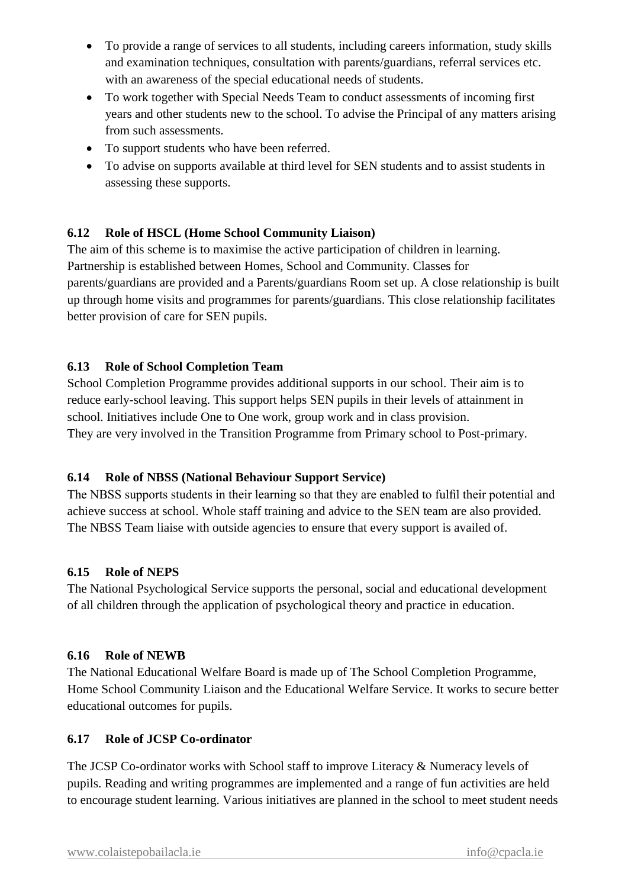- To provide a range of services to all students, including careers information, study skills and examination techniques, consultation with parents/guardians, referral services etc. with an awareness of the special educational needs of students.
- To work together with Special Needs Team to conduct assessments of incoming first years and other students new to the school. To advise the Principal of any matters arising from such assessments.
- To support students who have been referred.
- To advise on supports available at third level for SEN students and to assist students in assessing these supports.

### 6.12 Role of HSCL (Home School Community Liaison)

The aim of this scheme is to maximise the active participation of children in learning. Partnership is established between Homes, School and Community. Classes for parents/guardians are provided and a Parents/guardians Room set up. A close relationship is built up through home visits and programmes for parents/guardians. This close relationship facilitates better provision of care for SEN pupils.

### 6.13 Role of School Completion Team

School Completion Programme provides additional supports in our school. Their aim is to reduce early-school leaving. This support helps SEN pupils in their levels of attainment in school. Initiatives include One to One work, group work and in class provision.
They are very involved in the Transition Programme from Primary school to Post-primary.

### 6.14 Role of NBSS (National Behaviour Support Service)

The NBSS supports students in their learning so that they are enabled to fulfil their potential and achieve success at school. Whole staff training and advice to the SEN team are also provided. The NBSS Team liaise with outside agencies to ensure that every support is availed of.

### 6.15 Role of NEPS

The National Psychological Service supports the personal, social and educational development of all children through the application of psychological theory and practice in education.

### 6.16 Role of NEWB

The National Educational Welfare Board is made up of The School Completion Programme, Home School Community Liaison and the Educational Welfare Service. It works to secure better educational outcomes for pupils.

### 6.17 Role of JCSP Co-ordinator

The JCSP Co-ordinator works with School staff to improve Literacy & Numeracy levels of pupils. Reading and writing programmes are implemented and a range of fun activities are held to encourage student learning. Various initiatives are planned in the school to meet student needs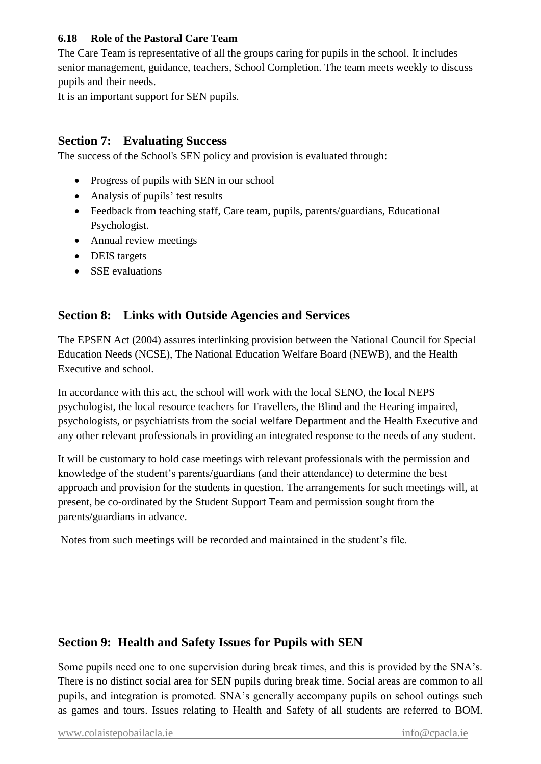### 6.18 Role of the Pastoral Care Team

The Care Team is representative of all the groups caring for pupils in the school. It includes senior management, guidance, teachers, School Completion. The team meets weekly to discuss pupils and their needs.

It is an important support for SEN pupils.

## Section 7: Evaluating Success

The success of the School's SEN policy and provision is evaluated through:

- Progress of pupils with SEN in our school
- Analysis of pupils' test results
- Feedback from teaching staff, Care team, pupils, parents/guardians, Educational Psychologist.
- Annual review meetings
- DEIS targets
- SSE evaluations

## Section 8: Links with Outside Agencies and Services

The EPSEN Act (2004) assures interlinking provision between the National Council for Special Education Needs (NCSE), The National Education Welfare Board (NEWB), and the Health Executive and school.

In accordance with this act, the school will work with the local SENO, the local NEPS psychologist, the local resource teachers for Travellers, the Blind and the Hearing impaired, psychologists, or psychiatrists from the social welfare Department and the Health Executive and any other relevant professionals in providing an integrated response to the needs of any student.

It will be customary to hold case meetings with relevant professionals with the permission and knowledge of the student's parents/guardians (and their attendance) to determine the best approach and provision for the students in question. The arrangements for such meetings will, at present, be co-ordinated by the Student Support Team and permission sought from the parents/guardians in advance.

Notes from such meetings will be recorded and maintained in the student's file.

## Section 9: Health and Safety Issues for Pupils with SEN

Some pupils need one to one supervision during break times, and this is provided by the SNA's. There is no distinct social area for SEN pupils during break time. Social areas are common to all pupils, and integration is promoted. SNA's generally accompany pupils on school outings such as games and tours. Issues relating to Health and Safety of all students are referred to BOM.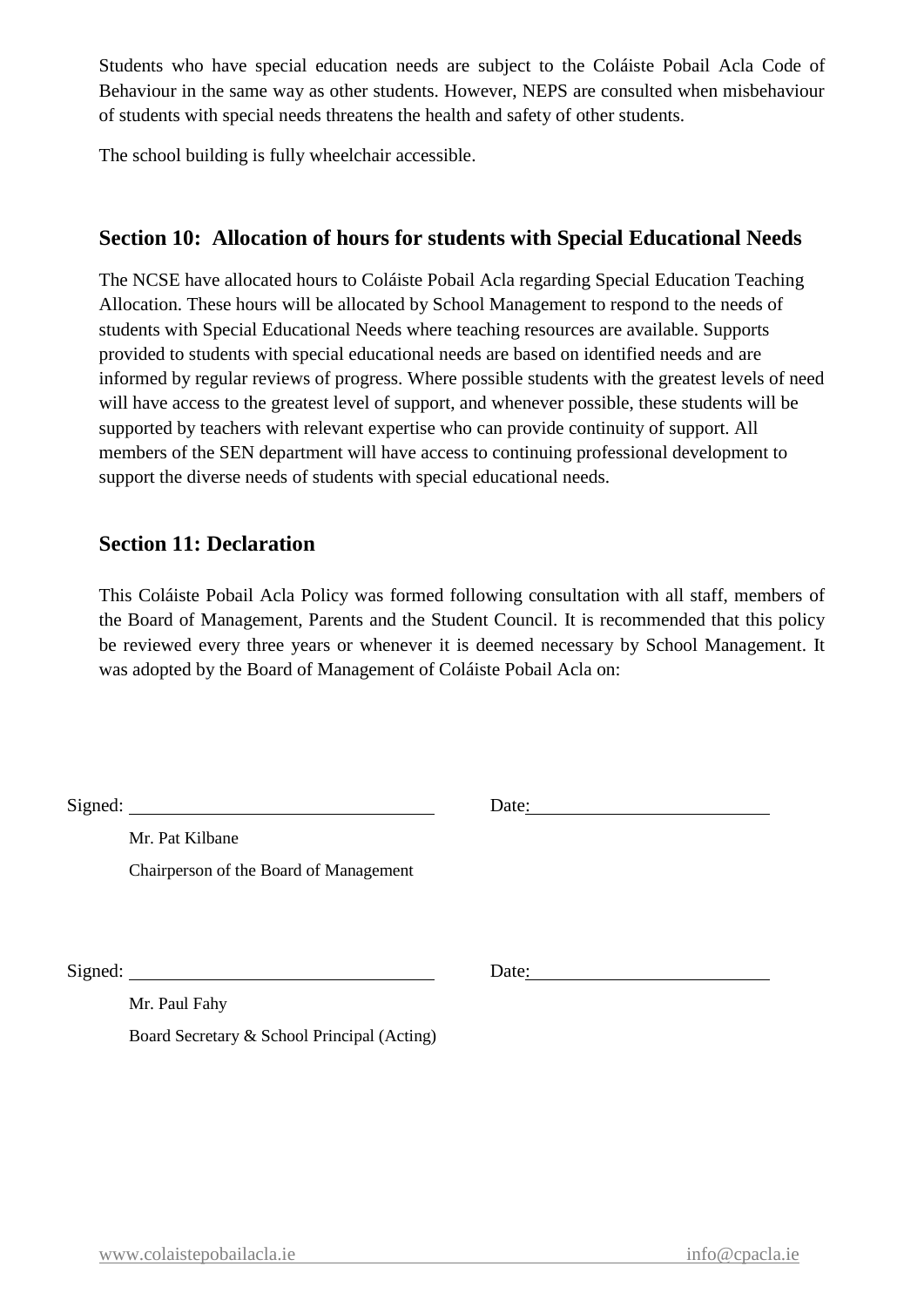Students who have special education needs are subject to the Coláiste Pobail Acla Code of Behaviour in the same way as other students. However, NEPS are consulted when misbehaviour of students with special needs threatens the health and safety of other students.

The school building is fully wheelchair accessible.

## Section 10: Allocation of hours for students with Special Educational Needs

The NCSE have allocated hours to Coláiste Pobail Acla regarding Special Education Teaching Allocation. These hours will be allocated by School Management to respond to the needs of students with Special Educational Needs where teaching resources are available. Supports provided to students with special educational needs are based on identified needs and are informed by regular reviews of progress. Where possible students with the greatest levels of need will have access to the greatest level of support, and whenever possible, these students will be supported by teachers with relevant expertise who can provide continuity of support. All members of the SEN department will have access to continuing professional development to support the diverse needs of students with special educational needs.

## Section 11: Declaration

This Coláiste Pobail Acla Policy was formed following consultation with all staff, members of the Board of Management, Parents and the Student Council. It is recommended that this policy be reviewed every three years or whenever it is deemed necessary by School Management. It was adopted by the Board of Management of Coláiste Pobail Acla on:

Signed: ______________________________ Date: ________________________

Mr. Pat Kilbane

Chairperson of the Board of Management

Signed: ______________________________ Date: ________________________

Mr. Paul Fahy

Board Secretary & School Principal (Acting)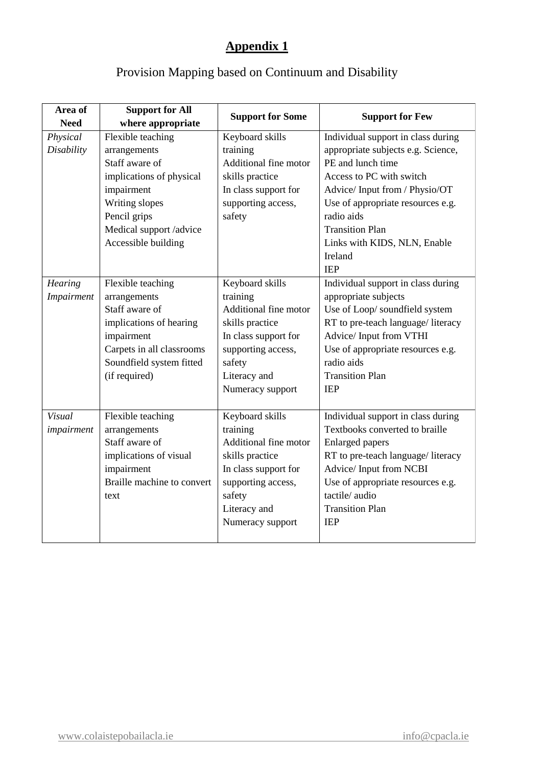## Appendix 1

Provision Mapping based on Continuum and Disability

| Area of Need | Support for All where appropriate | Support for Some | Support for Few |
|---|---|---|---|
| *Physical Disability* | Flexible teaching arrangements<br>Staff aware of implications of physical impairment<br>Writing slopes<br>Pencil grips<br>Medical support /advice<br>Accessible building | Keyboard skills training<br>Additional fine motor skills practice<br>In class support for supporting access, safety | Individual support in class during appropriate subjects e.g. Science, PE and lunch time<br>Access to PC with switch<br>Advice/ Input from / Physio/OT<br>Use of appropriate resources e.g. radio aids<br>Transition Plan<br>Links with KIDS, NLN, Enable Ireland<br>IEP |
| *Hearing Impairment* | Flexible teaching arrangements<br>Staff aware of implications of hearing impairment<br>Carpets in all classrooms<br>Soundfield system fitted (if required) | Keyboard skills training<br>Additional fine motor skills practice<br>In class support for supporting access, safety<br>Literacy and Numeracy support | Individual support in class during appropriate subjects<br>Use of Loop/ soundfield system<br>RT to pre-teach language/ literacy<br>Advice/ Input from VTHI<br>Use of appropriate resources e.g. radio aids<br>Transition Plan<br>IEP |
| *Visual impairment* | Flexible teaching arrangements<br>Staff aware of implications of visual impairment<br>Braille machine to convert text | Keyboard skills training<br>Additional fine motor skills practice<br>In class support for supporting access, safety<br>Literacy and Numeracy support | Individual support in class during<br>Textbooks converted to braille<br>Enlarged papers<br>RT to pre-teach language/ literacy<br>Advice/ Input from NCBI<br>Use of appropriate resources e.g. tactile/ audio<br>Transition Plan<br>IEP |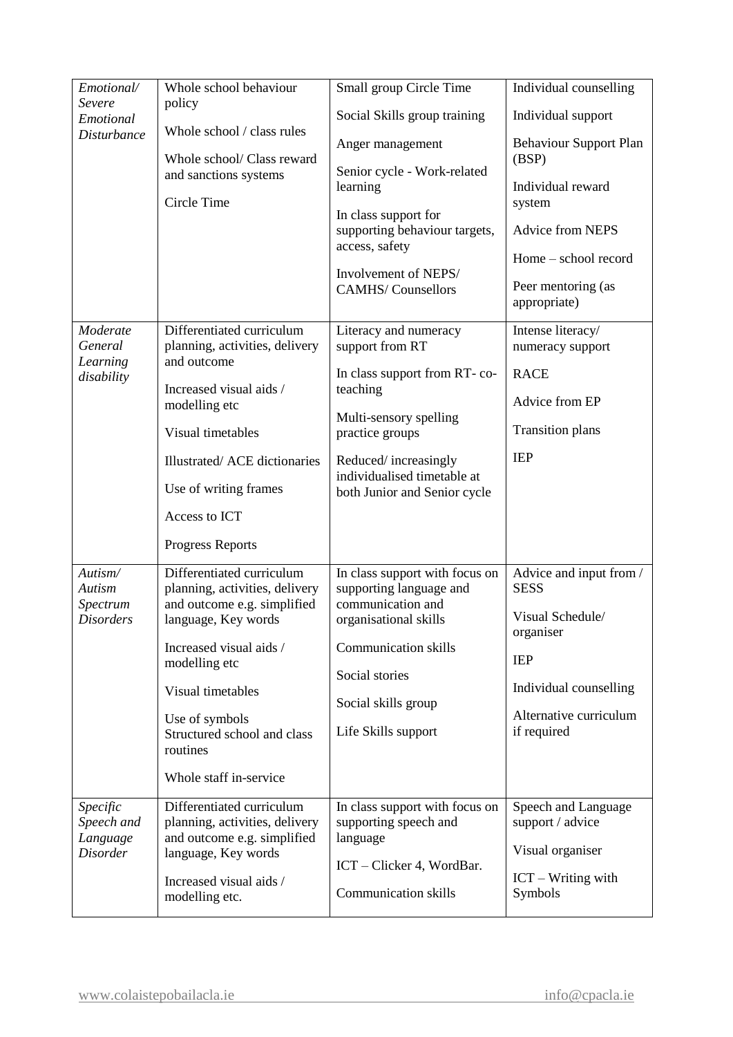| *Emotional/ Severe Emotional Disturbance* | Whole school behaviour policy<br><br>Whole school / class rules<br><br>Whole school/ Class reward and sanctions systems<br><br>Circle Time | Small group Circle Time<br><br>Social Skills group training<br><br>Anger management<br><br>Senior cycle - Work-related learning<br><br>In class support for supporting behaviour targets, access, safety<br><br>Involvement of NEPS/ CAMHS/ Counsellors | Individual counselling<br><br>Individual support<br><br>Behaviour Support Plan (BSP)<br><br>Individual reward system<br><br>Advice from NEPS<br><br>Home – school record<br><br>Peer mentoring (as appropriate) |
|---|---|---|---|
| *Moderate General Learning disability* | Differentiated curriculum planning, activities, delivery and outcome<br><br>Increased visual aids / modelling etc<br><br>Visual timetables<br><br>Illustrated/ ACE dictionaries<br><br>Use of writing frames<br><br>Access to ICT<br><br>Progress Reports | Literacy and numeracy support from RT<br><br>In class support from RT- co-teaching<br><br>Multi-sensory spelling practice groups<br><br>Reduced/ increasingly individualised timetable at both Junior and Senior cycle | Intense literacy/ numeracy support<br><br>RACE<br><br>Advice from EP<br><br>Transition plans<br><br>IEP |
| *Autism/ Autism Spectrum Disorders* | Differentiated curriculum planning, activities, delivery and outcome e.g. simplified language, Key words<br><br>Increased visual aids / modelling etc<br><br>Visual timetables<br><br>Use of symbols<br>Structured school and class routines<br><br>Whole staff in-service | In class support with focus on supporting language and communication and organisational skills<br><br>Communication skills<br><br>Social stories<br><br>Social skills group<br><br>Life Skills support | Advice and input from / SESS<br><br>Visual Schedule/ organiser<br><br>IEP<br><br>Individual counselling<br><br>Alternative curriculum if required |
| *Specific Speech and Language Disorder* | Differentiated curriculum planning, activities, delivery and outcome e.g. simplified language, Key words<br><br>Increased visual aids / modelling etc. | In class support with focus on supporting speech and language<br><br>ICT – Clicker 4, WordBar.<br><br>Communication skills | Speech and Language support / advice<br><br>Visual organiser<br><br>ICT – Writing with Symbols |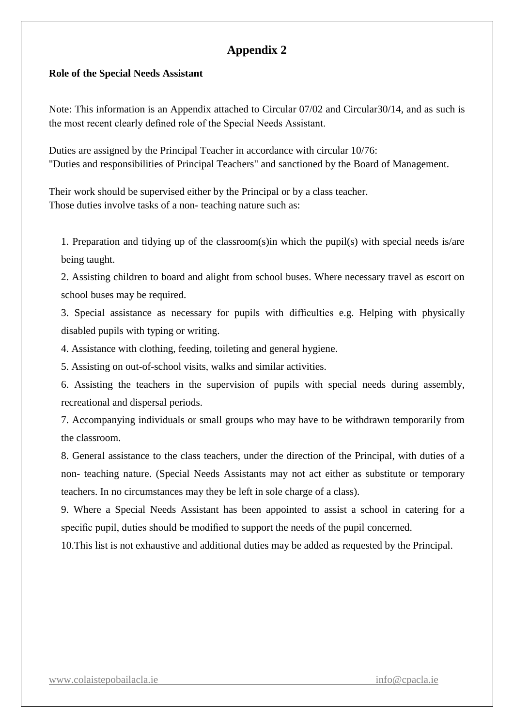# Appendix 2

**Role of the Special Needs Assistant**

Note: This information is an Appendix attached to Circular 07/02 and Circular30/14, and as such is the most recent clearly defined role of the Special Needs Assistant.

Duties are assigned by the Principal Teacher in accordance with circular 10/76:
"Duties and responsibilities of Principal Teachers" and sanctioned by the Board of Management.

Their work should be supervised either by the Principal or by a class teacher.
Those duties involve tasks of a non- teaching nature such as:

1. Preparation and tidying up of the classroom(s)in which the pupil(s) with special needs is/are being taught.
2. Assisting children to board and alight from school buses. Where necessary travel as escort on school buses may be required.
3. Special assistance as necessary for pupils with difficulties e.g. Helping with physically disabled pupils with typing or writing.
4. Assistance with clothing, feeding, toileting and general hygiene.
5. Assisting on out-of-school visits, walks and similar activities.
6. Assisting the teachers in the supervision of pupils with special needs during assembly, recreational and dispersal periods.
7. Accompanying individuals or small groups who may have to be withdrawn temporarily from the classroom.
8. General assistance to the class teachers, under the direction of the Principal, with duties of a non- teaching nature. (Special Needs Assistants may not act either as substitute or temporary teachers. In no circumstances may they be left in sole charge of a class).
9. Where a Special Needs Assistant has been appointed to assist a school in catering for a specific pupil, duties should be modified to support the needs of the pupil concerned.
10. This list is not exhaustive and additional duties may be added as requested by the Principal.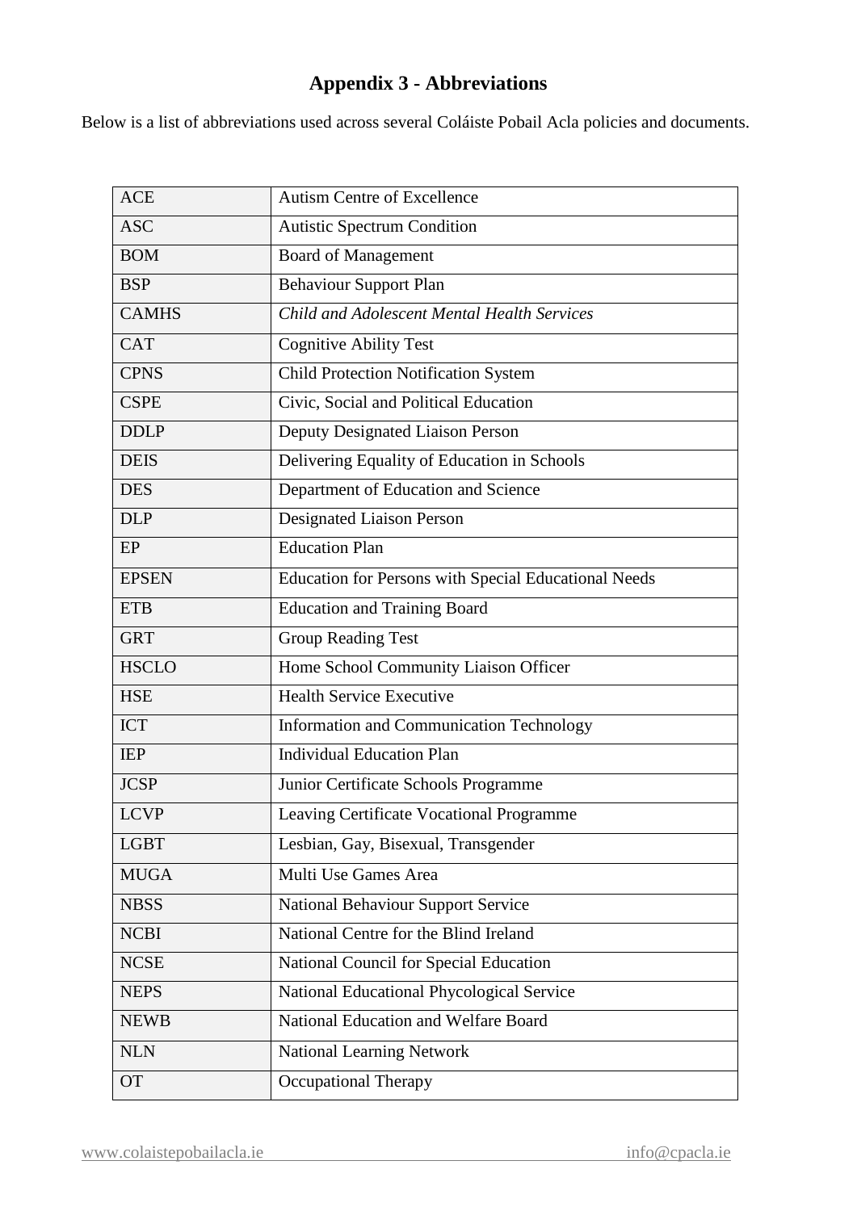# Appendix 3 - Abbreviations

Below is a list of abbreviations used across several Coláiste Pobail Acla policies and documents.

| | |
|---|---|
| ACE | Autism Centre of Excellence |
| ASC | Autistic Spectrum Condition |
| BOM | Board of Management |
| BSP | Behaviour Support Plan |
| CAMHS | *Child and Adolescent Mental Health Services* |
| CAT | Cognitive Ability Test |
| CPNS | Child Protection Notification System |
| CSPE | Civic, Social and Political Education |
| DDLP | Deputy Designated Liaison Person |
| DEIS | Delivering Equality of Education in Schools |
| DES | Department of Education and Science |
| DLP | Designated Liaison Person |
| EP | Education Plan |
| EPSEN | Education for Persons with Special Educational Needs |
| ETB | Education and Training Board |
| GRT | Group Reading Test |
| HSCLO | Home School Community Liaison Officer |
| HSE | Health Service Executive |
| ICT | Information and Communication Technology |
| IEP | Individual Education Plan |
| JCSP | Junior Certificate Schools Programme |
| LCVP | Leaving Certificate Vocational Programme |
| LGBT | Lesbian, Gay, Bisexual, Transgender |
| MUGA | Multi Use Games Area |
| NBSS | National Behaviour Support Service |
| NCBI | National Centre for the Blind Ireland |
| NCSE | National Council for Special Education |
| NEPS | National Educational Phycological Service |
| NEWB | National Education and Welfare Board |
| NLN | National Learning Network |
| OT | Occupational Therapy |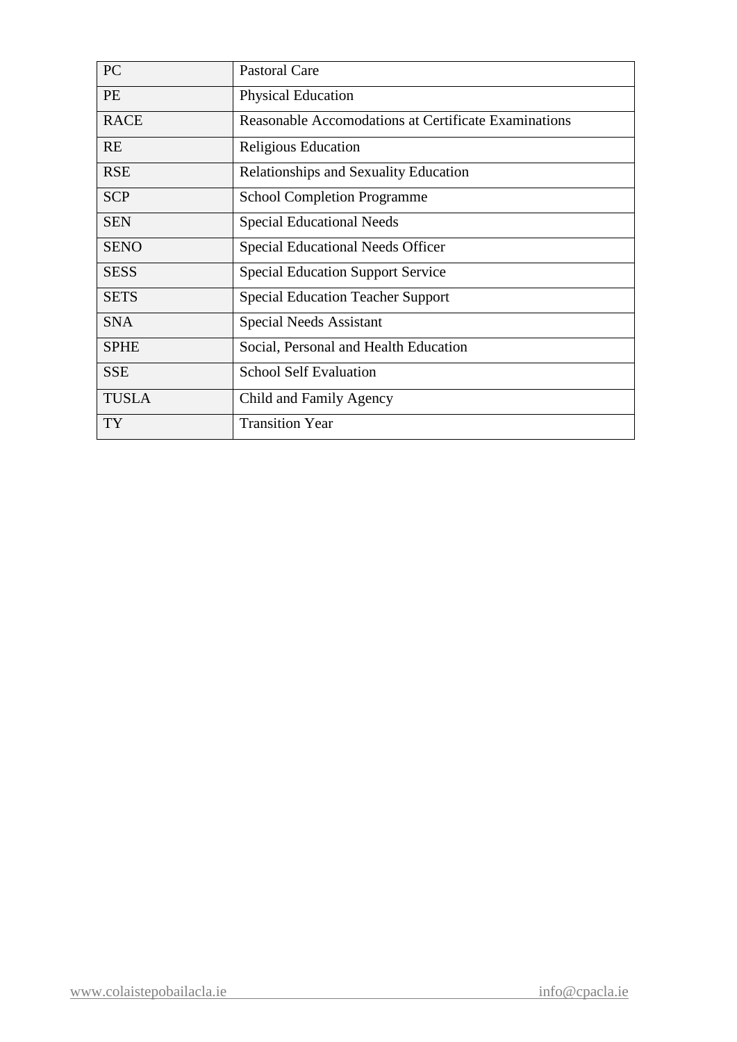| | |
|---|---|
| PC | Pastoral Care |
| PE | Physical Education |
| RACE | Reasonable Accomodations at Certificate Examinations |
| RE | Religious Education |
| RSE | Relationships and Sexuality Education |
| SCP | School Completion Programme |
| SEN | Special Educational Needs |
| SENO | Special Educational Needs Officer |
| SESS | Special Education Support Service |
| SETS | Special Education Teacher Support |
| SNA | Special Needs Assistant |
| SPHE | Social, Personal and Health Education |
| SSE | School Self Evaluation |
| TUSLA | Child and Family Agency |
| TY | Transition Year |